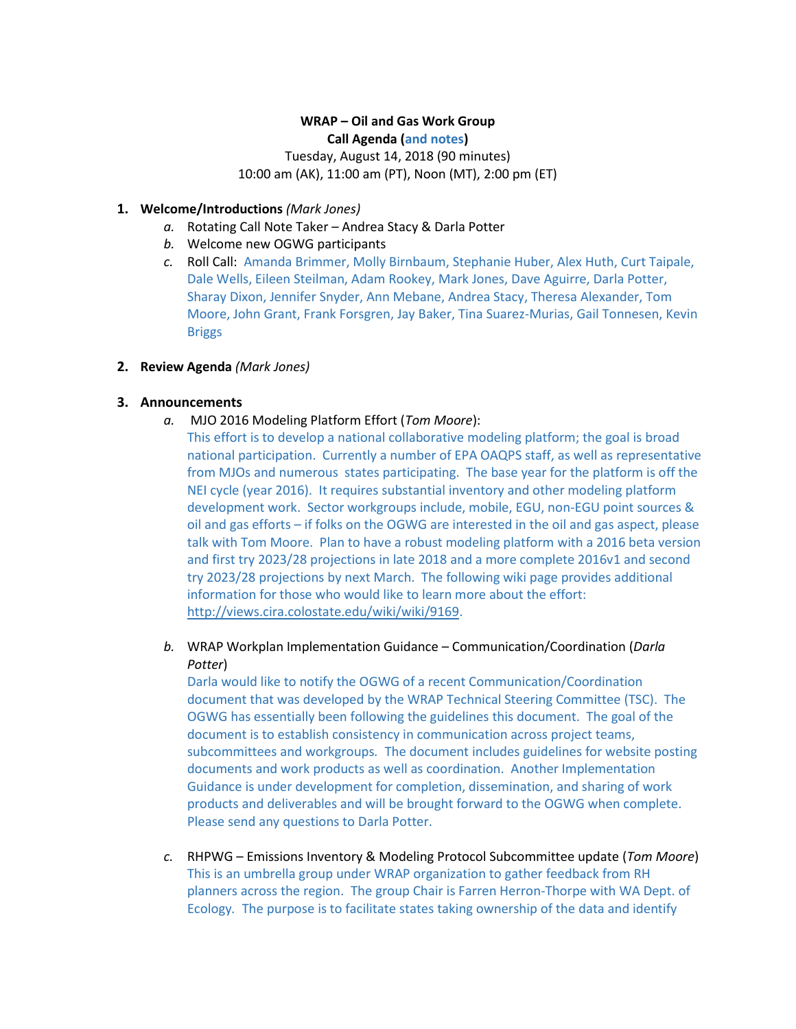**WRAP – Oil and Gas Work Group**
**Call Agenda (and notes)**
Tuesday, August 14, 2018 (90 minutes)
10:00 am (AK), 11:00 am (PT), Noon (MT), 2:00 pm (ET)

1. **Welcome/Introductions** *(Mark Jones)*
   a. Rotating Call Note Taker – Andrea Stacy & Darla Potter
   b. Welcome new OGWG participants
   c. Roll Call: Amanda Brimmer, Molly Birnbaum, Stephanie Huber, Alex Huth, Curt Taipale, Dale Wells, Eileen Steilman, Adam Rookey, Mark Jones, Dave Aguirre, Darla Potter, Sharay Dixon, Jennifer Snyder, Ann Mebane, Andrea Stacy, Theresa Alexander, Tom Moore, John Grant, Frank Forsgren, Jay Baker, Tina Suarez-Murias, Gail Tonnesen, Kevin Briggs

2. **Review Agenda** *(Mark Jones)*

3. **Announcements**
   a. MJO 2016 Modeling Platform Effort (*Tom Moore*):
   This effort is to develop a national collaborative modeling platform; the goal is broad national participation. Currently a number of EPA OAQPS staff, as well as representative from MJOs and numerous states participating. The base year for the platform is off the NEI cycle (year 2016). It requires substantial inventory and other modeling platform development work. Sector workgroups include, mobile, EGU, non-EGU point sources & oil and gas efforts – if folks on the OGWG are interested in the oil and gas aspect, please talk with Tom Moore. Plan to have a robust modeling platform with a 2016 beta version and first try 2023/28 projections in late 2018 and a more complete 2016v1 and second try 2023/28 projections by next March. The following wiki page provides additional information for those who would like to learn more about the effort: http://views.cira.colostate.edu/wiki/wiki/9169.

   b. WRAP Workplan Implementation Guidance – Communication/Coordination (*Darla Potter*)
   Darla would like to notify the OGWG of a recent Communication/Coordination document that was developed by the WRAP Technical Steering Committee (TSC). The OGWG has essentially been following the guidelines this document. The goal of the document is to establish consistency in communication across project teams, subcommittees and workgroups. The document includes guidelines for website posting documents and work products as well as coordination. Another Implementation Guidance is under development for completion, dissemination, and sharing of work products and deliverables and will be brought forward to the OGWG when complete. Please send any questions to Darla Potter.

   c. RHPWG – Emissions Inventory & Modeling Protocol Subcommittee update (*Tom Moore*)
   This is an umbrella group under WRAP organization to gather feedback from RH planners across the region. The group Chair is Farren Herron-Thorpe with WA Dept. of Ecology. The purpose is to facilitate states taking ownership of the data and identify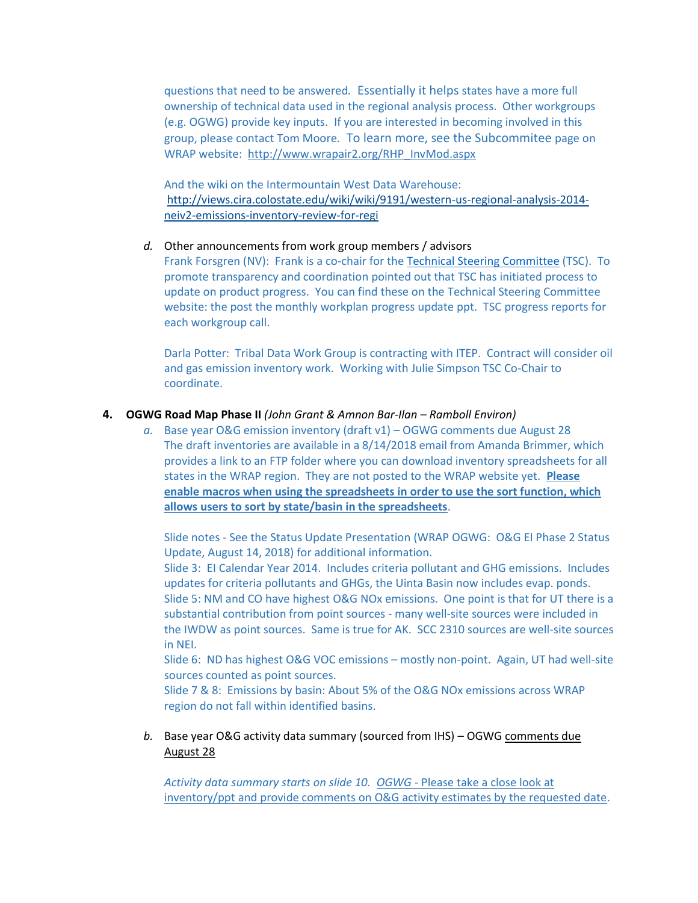questions that need to be answered. Essentially it helps states have a more full ownership of technical data used in the regional analysis process. Other workgroups (e.g. OGWG) provide key inputs. If you are interested in becoming involved in this group, please contact Tom Moore. To learn more, see the Subcommitee page on WRAP website: http://www.wrapair2.org/RHP_InvMod.aspx

And the wiki on the Intermountain West Data Warehouse: http://views.cira.colostate.edu/wiki/wiki/9191/western-us-regional-analysis-2014-neiv2-emissions-inventory-review-for-regi

*d.* Other announcements from work group members / advisors

Frank Forsgren (NV): Frank is a co-chair for the Technical Steering Committee (TSC). To promote transparency and coordination pointed out that TSC has initiated process to update on product progress. You can find these on the Technical Steering Committee website: the post the monthly workplan progress update ppt. TSC progress reports for each workgroup call.

Darla Potter: Tribal Data Work Group is contracting with ITEP. Contract will consider oil and gas emission inventory work. Working with Julie Simpson TSC Co-Chair to coordinate.

**4. OGWG Road Map Phase II** *(John Grant & Amnon Bar-Ilan – Ramboll Environ)*

*a.* Base year O&G emission inventory (draft v1) – OGWG comments due August 28

The draft inventories are available in a 8/14/2018 email from Amanda Brimmer, which provides a link to an FTP folder where you can download inventory spreadsheets for all states in the WRAP region. They are not posted to the WRAP website yet. **Please enable macros when using the spreadsheets in order to use the sort function, which allows users to sort by state/basin in the spreadsheets**.

Slide notes - See the Status Update Presentation (WRAP OGWG: O&G EI Phase 2 Status Update, August 14, 2018) for additional information.
Slide 3: EI Calendar Year 2014. Includes criteria pollutant and GHG emissions. Includes updates for criteria pollutants and GHGs, the Uinta Basin now includes evap. ponds.
Slide 5: NM and CO have highest O&G NOx emissions. One point is that for UT there is a substantial contribution from point sources - many well-site sources were included in the IWDW as point sources. Same is true for AK. SCC 2310 sources are well-site sources in NEI.
Slide 6: ND has highest O&G VOC emissions – mostly non-point. Again, UT had well-site sources counted as point sources.
Slide 7 & 8: Emissions by basin: About 5% of the O&G NOx emissions across WRAP region do not fall within identified basins.

*b.* Base year O&G activity data summary (sourced from IHS) – OGWG comments due August 28

*Activity data summary starts on slide 10. OGWG* - Please take a close look at inventory/ppt and provide comments on O&G activity estimates by the requested date.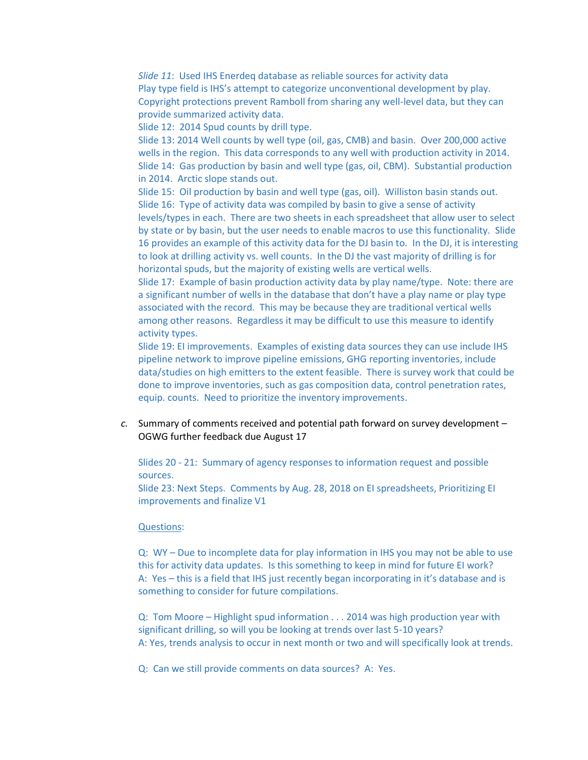*Slide 11*: Used IHS Enerdeq database as reliable sources for activity data
Play type field is IHS's attempt to categorize unconventional development by play. Copyright protections prevent Ramboll from sharing any well-level data, but they can provide summarized activity data.
Slide 12: 2014 Spud counts by drill type.
Slide 13: 2014 Well counts by well type (oil, gas, CMB) and basin. Over 200,000 active wells in the region. This data corresponds to any well with production activity in 2014.
Slide 14: Gas production by basin and well type (gas, oil, CBM). Substantial production in 2014. Arctic slope stands out.
Slide 15: Oil production by basin and well type (gas, oil). Williston basin stands out.
Slide 16: Type of activity data was compiled by basin to give a sense of activity levels/types in each. There are two sheets in each spreadsheet that allow user to select by state or by basin, but the user needs to enable macros to use this functionality. Slide 16 provides an example of this activity data for the DJ basin to. In the DJ, it is interesting to look at drilling activity vs. well counts. In the DJ the vast majority of drilling is for horizontal spuds, but the majority of existing wells are vertical wells.
Slide 17: Example of basin production activity data by play name/type. Note: there are a significant number of wells in the database that don't have a play name or play type associated with the record. This may be because they are traditional vertical wells among other reasons. Regardless it may be difficult to use this measure to identify activity types.
Slide 19: EI improvements. Examples of existing data sources they can use include IHS pipeline network to improve pipeline emissions, GHG reporting inventories, include data/studies on high emitters to the extent feasible. There is survey work that could be done to improve inventories, such as gas composition data, control penetration rates, equip. counts. Need to prioritize the inventory improvements.

*c.* Summary of comments received and potential path forward on survey development – OGWG further feedback due August 17

Slides 20 - 21: Summary of agency responses to information request and possible sources.
Slide 23: Next Steps. Comments by Aug. 28, 2018 on EI spreadsheets, Prioritizing EI improvements and finalize V1

Questions:

Q: WY – Due to incomplete data for play information in IHS you may not be able to use this for activity data updates. Is this something to keep in mind for future EI work?
A: Yes – this is a field that IHS just recently began incorporating in it's database and is something to consider for future compilations.

Q: Tom Moore – Highlight spud information . . . 2014 was high production year with significant drilling, so will you be looking at trends over last 5-10 years?
A: Yes, trends analysis to occur in next month or two and will specifically look at trends.

Q: Can we still provide comments on data sources? A: Yes.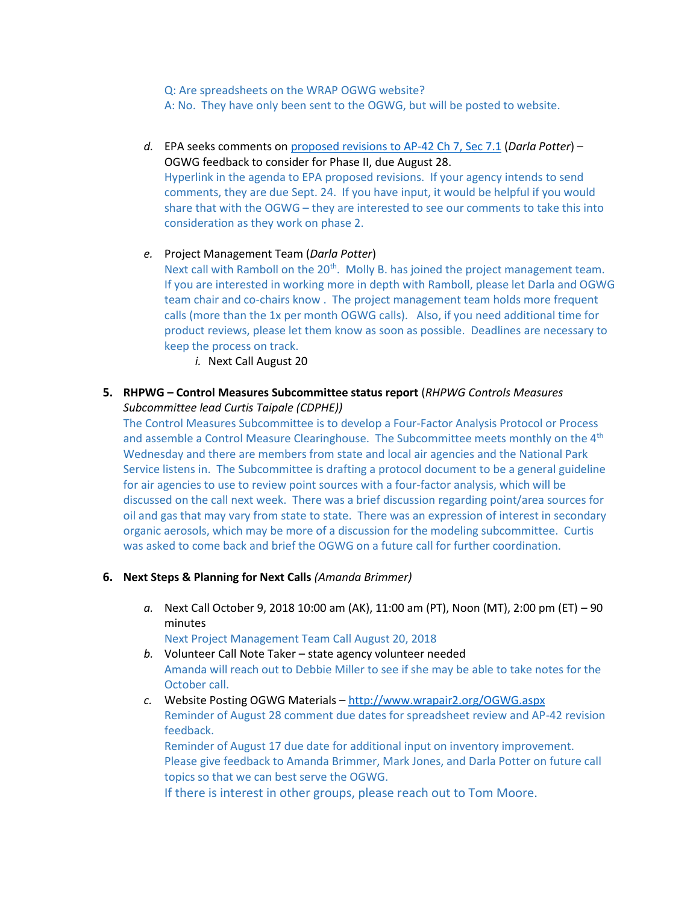Q: Are spreadsheets on the WRAP OGWG website?
A: No. They have only been sent to the OGWG, but will be posted to website.

*d.* EPA seeks comments on [proposed revisions to AP-42 Ch 7, Sec 7.1]() (*Darla Potter*) – OGWG feedback to consider for Phase II, due August 28.
Hyperlink in the agenda to EPA proposed revisions. If your agency intends to send comments, they are due Sept. 24. If you have input, it would be helpful if you would share that with the OGWG – they are interested to see our comments to take this into consideration as they work on phase 2.

*e.* Project Management Team (*Darla Potter*)
Next call with Ramboll on the 20th. Molly B. has joined the project management team. If you are interested in working more in depth with Ramboll, please let Darla and OGWG team chair and co-chairs know . The project management team holds more frequent calls (more than the 1x per month OGWG calls). Also, if you need additional time for product reviews, please let them know as soon as possible. Deadlines are necessary to keep the process on track.

*i.* Next Call August 20

**5. RHPWG – Control Measures Subcommittee status report** (*RHPWG Controls Measures Subcommittee lead Curtis Taipale (CDPHE)*)
The Control Measures Subcommittee is to develop a Four-Factor Analysis Protocol or Process and assemble a Control Measure Clearinghouse. The Subcommittee meets monthly on the 4th Wednesday and there are members from state and local air agencies and the National Park Service listens in. The Subcommittee is drafting a protocol document to be a general guideline for air agencies to use to review point sources with a four-factor analysis, which will be discussed on the call next week. There was a brief discussion regarding point/area sources for oil and gas that may vary from state to state. There was an expression of interest in secondary organic aerosols, which may be more of a discussion for the modeling subcommittee. Curtis was asked to come back and brief the OGWG on a future call for further coordination.

**6. Next Steps & Planning for Next Calls** *(Amanda Brimmer)*

*a.* Next Call October 9, 2018 10:00 am (AK), 11:00 am (PT), Noon (MT), 2:00 pm (ET) – 90 minutes
Next Project Management Team Call August 20, 2018

*b.* Volunteer Call Note Taker – state agency volunteer needed
Amanda will reach out to Debbie Miller to see if she may be able to take notes for the October call.

*c.* Website Posting OGWG Materials – [http://www.wrapair2.org/OGWG.aspx](http://www.wrapair2.org/OGWG.aspx)
Reminder of August 28 comment due dates for spreadsheet review and AP-42 revision feedback.
Reminder of August 17 due date for additional input on inventory improvement.
Please give feedback to Amanda Brimmer, Mark Jones, and Darla Potter on future call topics so that we can best serve the OGWG.
If there is interest in other groups, please reach out to Tom Moore.